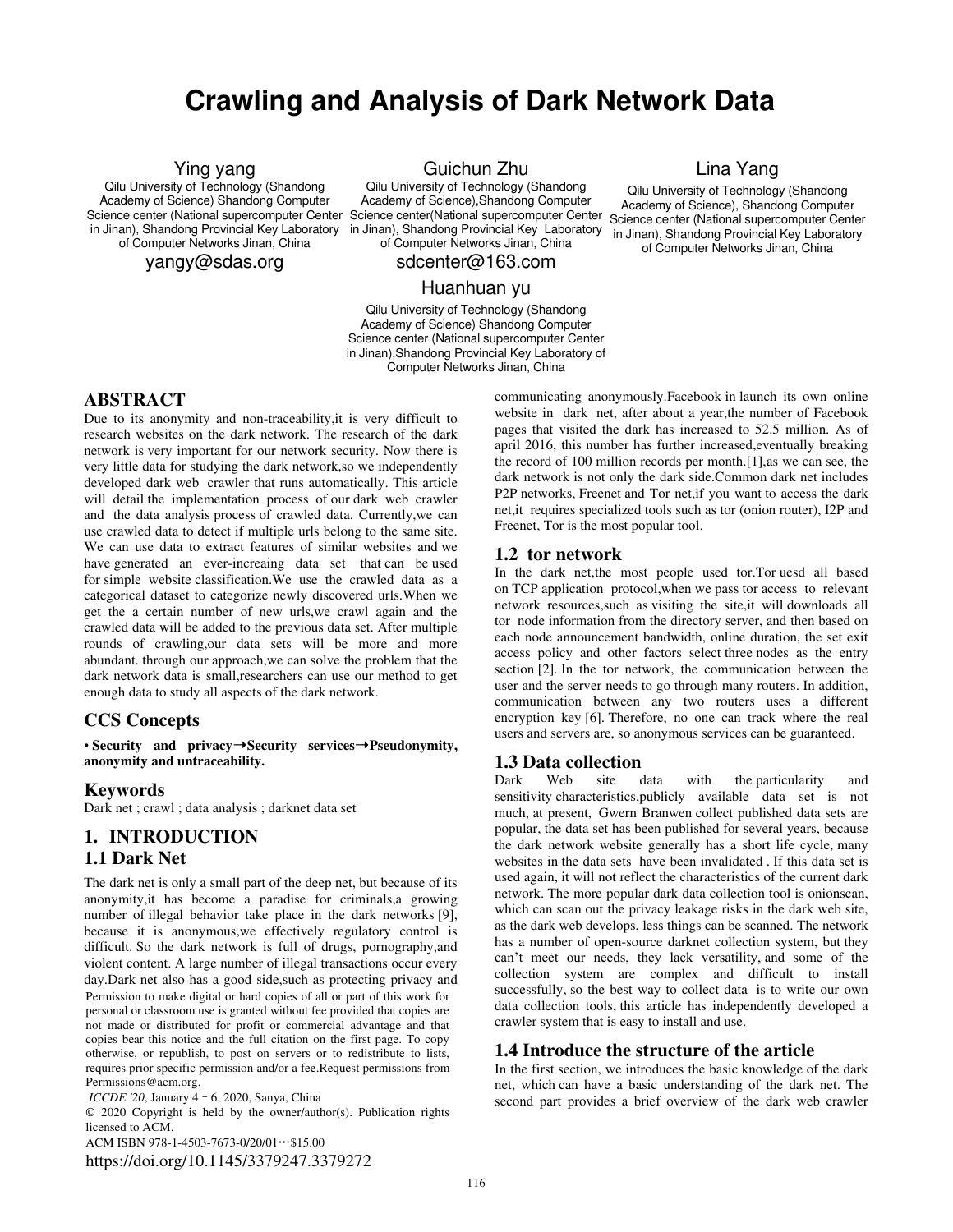# Crawling and Analysis of Dark Network Data

Ying yang
Qilu University of Technology (Shandong Academy of Science) Shandong Computer Science center (National supercomputer Center in Jinan), Shandong Provincial Key Laboratory of Computer Networks Jinan, China
yangy@sdas.org

Guichun Zhu
Qilu University of Technology (Shandong Academy of Science),Shandong Computer Science center(National supercomputer Center in Jinan), Shandong Provincial Key Laboratory of Computer Networks Jinan, China
sdcenter@163.com

Lina Yang
Qilu University of Technology (Shandong Academy of Science), Shandong Computer Science center (National supercomputer Center in Jinan), Shandong Provincial Key Laboratory of Computer Networks Jinan, China

Huanhuan yu
Qilu University of Technology (Shandong Academy of Science) Shandong Computer Science center (National supercomputer Center in Jinan),Shandong Provincial Key Laboratory of Computer Networks Jinan, China

## ABSTRACT

Due to its anonymity and non-traceability,it is very difficult to research websites on the dark network. The research of the dark network is very important for our network security. Now there is very little data for studying the dark network,so we independently developed dark web crawler that runs automatically. This article will detail the implementation process of our dark web crawler and the data analysis process of crawled data. Currently,we can use crawled data to detect if multiple urls belong to the same site. We can use data to extract features of similar websites and we have generated an ever-increaing data set that can be used for simple website classification.We use the crawled data as a categorical dataset to categorize newly discovered urls.When we get the a certain number of new urls,we crawl again and the crawled data will be added to the previous data set. After multiple rounds of crawling,our data sets will be more and more abundant. through our approach,we can solve the problem that the dark network data is small,researchers can use our method to get enough data to study all aspects of the dark network.

## CCS Concepts

• **Security and privacy→Security services→Pseudonymity, anonymity and untraceability.**

## Keywords

Dark net ; crawl ; data analysis ; darknet data set

## 1. INTRODUCTION

### 1.1 Dark Net

The dark net is only a small part of the deep net, but because of its anonymity,it has become a paradise for criminals,a growing number of illegal behavior take place in the dark networks [9], because it is anonymous,we effectively regulatory control is difficult. So the dark network is full of drugs, pornography,and violent content. A large number of illegal transactions occur every day.Dark net also has a good side,such as protecting privacy and communicating anonymously.Facebook in launch its own online website in dark net, after about a year,the number of Facebook pages that visited the dark has increased to 52.5 million. As of april 2016, this number has further increased,eventually breaking the record of 100 million records per month.[1],as we can see, the dark network is not only the dark side.Common dark net includes P2P networks, Freenet and Tor net,if you want to access the dark net,it requires specialized tools such as tor (onion router), I2P and Freenet, Tor is the most popular tool.

Permission to make digital or hard copies of all or part of this work for personal or classroom use is granted without fee provided that copies are not made or distributed for profit or commercial advantage and that copies bear this notice and the full citation on the first page. To copy otherwise, or republish, to post on servers or to redistribute to lists, requires prior specific permission and/or a fee.Request permissions from Permissions@acm.org.

*ICCDE '20*, January 4 – 6, 2020, Sanya, China
© 2020 Copyright is held by the owner/author(s). Publication rights licensed to ACM.
ACM ISBN 978-1-4503-7673-0/20/01…$15.00
https://doi.org/10.1145/3379247.3379272

### 1.2 tor network

In the dark net,the most people used tor.Tor uesd all based on TCP application protocol,when we pass tor access to relevant network resources,such as visiting the site,it will downloads all tor node information from the directory server, and then based on each node announcement bandwidth, online duration, the set exit access policy and other factors select three nodes as the entry section [2]. In the tor network, the communication between the user and the server needs to go through many routers. In addition, communication between any two routers uses a different encryption key [6]. Therefore, no one can track where the real users and servers are, so anonymous services can be guaranteed.

### 1.3 Data collection

Dark Web site data with the particularity and sensitivity characteristics,publicly available data set is not much, at present, Gwern Branwen collect published data sets are popular, the data set has been published for several years, because the dark network website generally has a short life cycle, many websites in the data sets have been invalidated . If this data set is used again, it will not reflect the characteristics of the current dark network. The more popular dark data collection tool is onionscan, which can scan out the privacy leakage risks in the dark web site, as the dark web develops, less things can be scanned. The network has a number of open-source darknet collection system, but they can't meet our needs, they lack versatility, and some of the collection system are complex and difficult to install successfully, so the best way to collect data is to write our own data collection tools, this article has independently developed a crawler system that is easy to install and use.

### 1.4 Introduce the structure of the article

In the first section, we introduces the basic knowledge of the dark net, which can have a basic understanding of the dark net. The second part provides a brief overview of the dark web crawler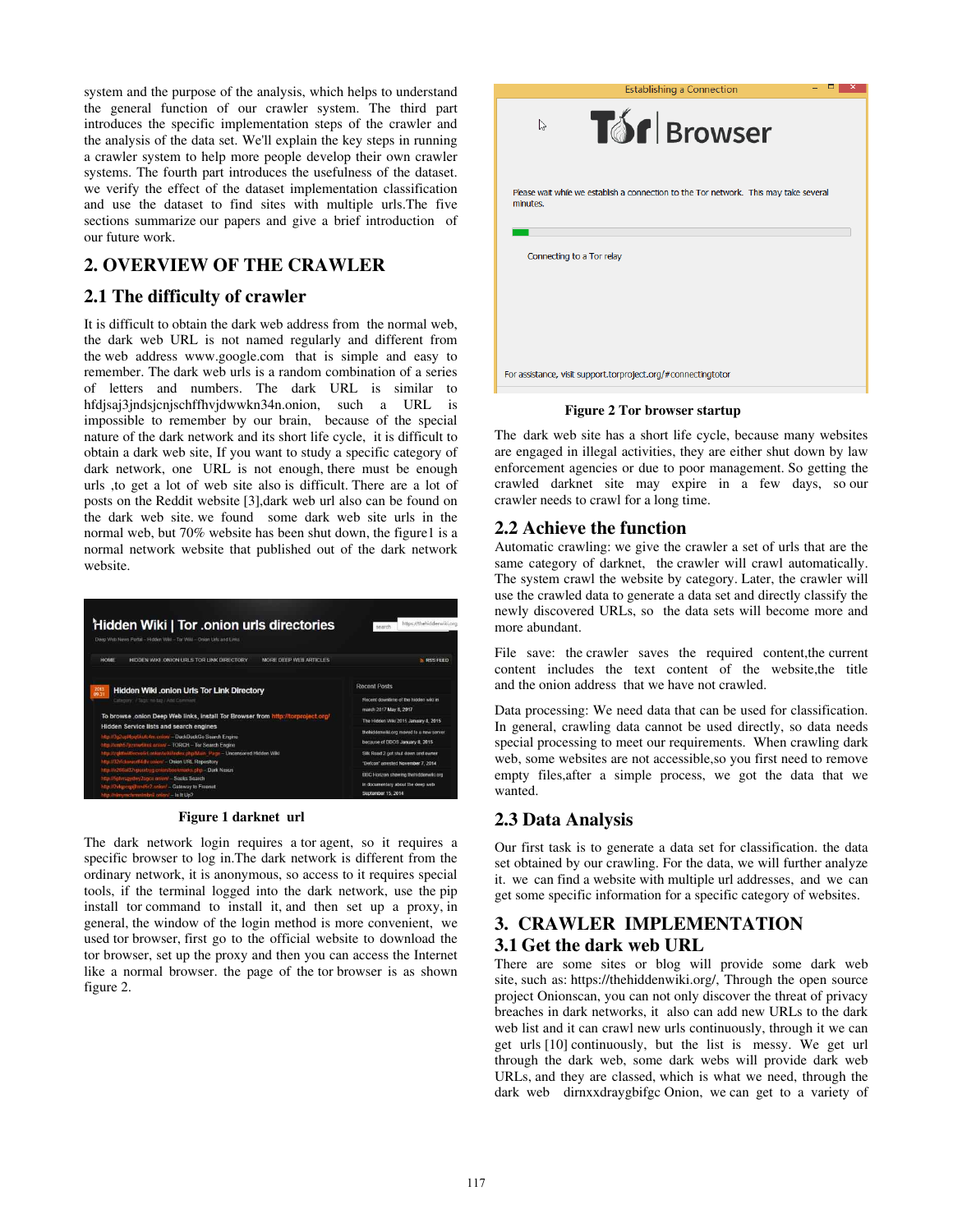system and the purpose of the analysis, which helps to understand the general function of our crawler system. The third part introduces the specific implementation steps of the crawler and the analysis of the data set. We'll explain the key steps in running a crawler system to help more people develop their own crawler systems. The fourth part introduces the usefulness of the dataset. we verify the effect of the dataset implementation classification and use the dataset to find sites with multiple urls.The five sections summarize our papers and give a brief introduction of our future work.

## 2. OVERVIEW OF THE CRAWLER

### 2.1 The difficulty of crawler

It is difficult to obtain the dark web address from the normal web, the dark web URL is not named regularly and different from the web address www.google.com that is simple and easy to remember. The dark web urls is a random combination of a series of letters and numbers. The dark URL is similar to hfdjsaj3jndsjcnjschffhvjdwwkn34n.onion, such a URL is impossible to remember by our brain, because of the special nature of the dark network and its short life cycle, it is difficult to obtain a dark web site, If you want to study a specific category of dark network, one URL is not enough, there must be enough urls ,to get a lot of web site also is difficult. There are a lot of posts on the Reddit website [3],dark web url also can be found on the dark web site. we found some dark web site urls in the normal web, but 70% website has been shut down, the figure1 is a normal network website that published out of the dark network website.

**Figure 1 darknet url**

The dark network login requires a tor agent, so it requires a specific browser to log in.The dark network is different from the ordinary network, it is anonymous, so access to it requires special tools, if the terminal logged into the dark network, use the pip install tor command to install it, and then set up a proxy, in general, the window of the login method is more convenient, we used tor browser, first go to the official website to download the tor browser, set up the proxy and then you can access the Internet like a normal browser. the page of the tor browser is as shown figure 2.

**Figure 2 Tor browser startup**

The dark web site has a short life cycle, because many websites are engaged in illegal activities, they are either shut down by law enforcement agencies or due to poor management. So getting the crawled darknet site may expire in a few days, so our crawler needs to crawl for a long time.

### 2.2 Achieve the function

Automatic crawling: we give the crawler a set of urls that are the same category of darknet, the crawler will crawl automatically. The system crawl the website by category. Later, the crawler will use the crawled data to generate a data set and directly classify the newly discovered URLs, so the data sets will become more and more abundant.

File save: the crawler saves the required content,the current content includes the text content of the website,the title and the onion address that we have not crawled.

Data processing: We need data that can be used for classification. In general, crawling data cannot be used directly, so data needs special processing to meet our requirements. When crawling dark web, some websites are not accessible,so you first need to remove empty files,after a simple process, we got the data that we wanted.

### 2.3 Data Analysis

Our first task is to generate a data set for classification. the data set obtained by our crawling. For the data, we will further analyze it. we can find a website with multiple url addresses, and we can get some specific information for a specific category of websites.

## 3. CRAWLER IMPLEMENTATION

### 3.1 Get the dark web URL

There are some sites or blog will provide some dark web site, such as: https://thehiddenwiki.org/, Through the open source project Onionscan, you can not only discover the threat of privacy breaches in dark networks, it also can add new URLs to the dark web list and it can crawl new urls continuously, through it we can get urls [10] continuously, but the list is messy. We get url through the dark web, some dark webs will provide dark web URLs, and they are classed, which is what we need, through the dark web dirnxxdraygbifgc Onion, we can get to a variety of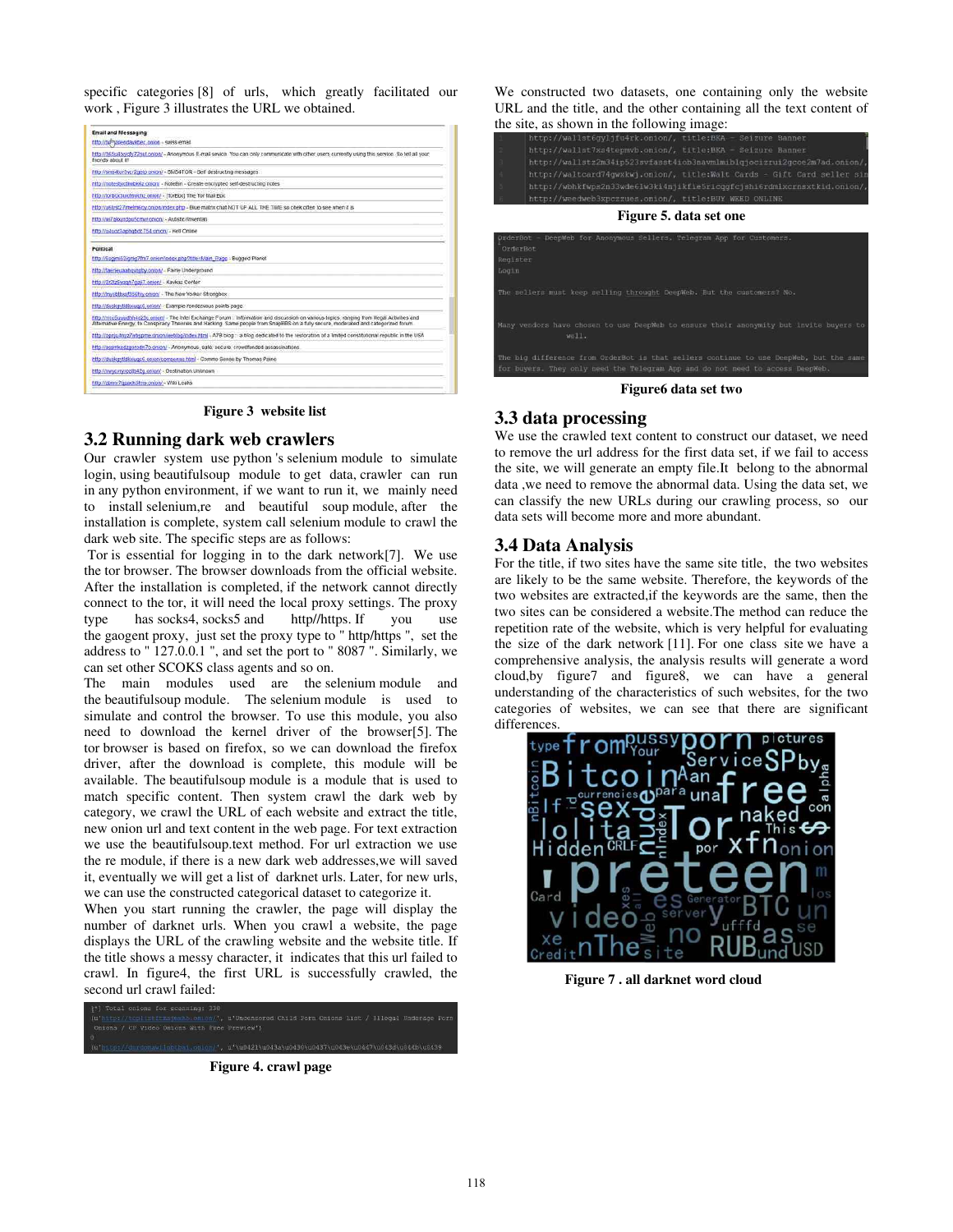specific categories [8] of urls, which greatly facilitated our work , Figure 3 illustrates the URL we obtained.

**Figure 3 website list**

## 3.2 Running dark web crawlers

Our crawler system use python 's selenium module to simulate login, using beautifulsoup module to get data, crawler can run in any python environment, if we want to run it, we mainly need to install selenium,re and beautiful soup module, after the installation is complete, system call selenium module to crawl the dark web site. The specific steps are as follows:

Tor is essential for logging in to the dark network[7]. We use the tor browser. The browser downloads from the official website. After the installation is completed, if the network cannot directly connect to the tor, it will need the local proxy settings. The proxy type has socks4, socks5 and http//https. If you use the gaogent proxy, just set the proxy type to " http/https ", set the address to " 127.0.0.1 ", and set the port to " 8087 ". Similarly, we can set other SCOKS class agents and so on.

The main modules used are the selenium module and the beautifulsoup module. The selenium module is used to simulate and control the browser. To use this module, you also need to download the kernel driver of the browser[5]. The tor browser is based on firefox, so we can download the firefox driver, after the download is complete, this module will be available. The beautifulsoup module is a module that is used to match specific content. Then system crawl the dark web by category, we crawl the URL of each website and extract the title, new onion url and text content in the web page. For text extraction we use the beautifulsoup.text method. For url extraction we use the re module, if there is a new dark web addresses,we will saved it, eventually we will get a list of darknet urls. Later, for new urls, we can use the constructed categorical dataset to categorize it.

When you start running the crawler, the page will display the number of darknet urls. When you crawl a website, the page displays the URL of the crawling website and the website title. If the title shows a messy character, it indicates that this url failed to crawl. In figure4, the first URL is successfully crawled, the second url crawl failed:

**Figure 4. crawl page**

We constructed two datasets, one containing only the website URL and the title, and the other containing all the text content of the site, as shown in the following image:

**Figure 5. data set one**

**Figure6 data set two**

## 3.3 data processing

We use the crawled text content to construct our dataset, we need to remove the url address for the first data set, if we fail to access the site, we will generate an empty file.It belong to the abnormal data ,we need to remove the abnormal data. Using the data set, we can classify the new URLs during our crawling process, so our data sets will become more and more abundant.

## 3.4 Data Analysis

For the title, if two sites have the same site title, the two websites are likely to be the same website. Therefore, the keywords of the two websites are extracted,if the keywords are the same, then the two sites can be considered a website.The method can reduce the repetition rate of the website, which is very helpful for evaluating the size of the dark network [11]. For one class site we have a comprehensive analysis, the analysis results will generate a word cloud,by figure7 and figure8, we can have a general understanding of the characteristics of such websites, for the two categories of websites, we can see that there are significant differences.

**Figure 7 . all darknet word cloud**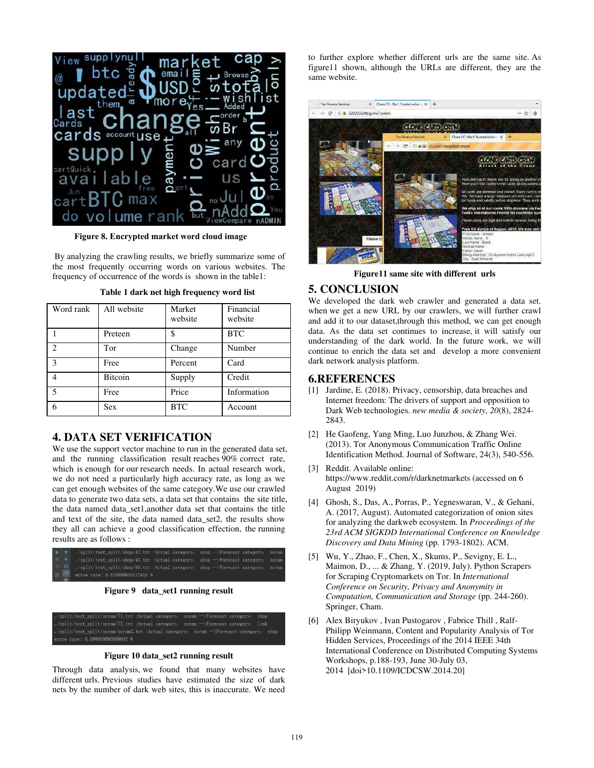Figure 8. Encrypted market word cloud image

By analyzing the crawling results, we briefly summarize some of the most frequently occurring words on various websites. The frequency of occurrence of the words is shown in the table1:

Table 1 dark net high frequency word list

| Word rank | All website | Market website | Financial website |
|---|---|---|---|
| 1 | Preteen | $ | BTC |
| 2 | Tor | Change | Number |
| 3 | Free | Percent | Card |
| 4 | Bitcoin | Supply | Credit |
| 5 | Free | Price | Information |
| 6 | Sex | BTC | Account |

## 4. DATA SET VERIFICATION

We use the support vector machine to run in the generated data set, and the running classification result reaches 90% correct rate, which is enough for our research needs. In actual research work, we do not need a particularly high accuracy rate, as long as we can get enough websites of the same category.We use our crawled data to generate two data sets, a data set that contains the site title, the data named data_set1,another data set that contains the title and text of the site, the data named data_set2, the results show they all can achieve a good classification effection, the running results are as follows :

```
./split/test_split/shop/42.txt :Actual category: shop —>Forecast category: scram
./split/test_split/shop/43.txt :Actual category: shop —>Forecast category: scram
./split/test_split/shop/60.txt :Actual category: shop —>Forecast category: scram
error rate: 8.620689655172415 %
```

Figure 9 data_set1 running result

```
./split/test_split/scram/71.txt :Actual category: scram —>Forecast category: shop
./split/test_split/scram/72.txt :Actual category: scram —>Forecast category: link
./split/test_split/scram/scram3.txt :Actual category: scram —>Forecast category: shop
error rate: 9.090909090909092 %
```

Figure 10 data_set2 running result

Through data analysis, we found that many websites have different urls. Previous studies have estimated the size of dark nets by the number of dark web sites, this is inaccurate. We need to further explore whether different urls are the same site. As figure11 shown, although the URLs are different, they are the same website.

Figure11 same site with different urls

## 5. CONCLUSION

We developed the dark web crawler and generated a data set. when we get a new URL by our crawlers, we will further crawl and add it to our dataset,through this method, we can get enough data. As the data set continues to increase, it will satisfy our understanding of the dark world. In the future work, we will continue to enrich the data set and develop a more convenient dark network analysis platform.

## 6.REFERENCES

[1] Jardine, E. (2018). Privacy, censorship, data breaches and Internet freedom: The drivers of support and opposition to Dark Web technologies. *new media & society*, *20*(8), 2824-2843.

[2] He Gaofeng, Yang Ming, Luo Junzhou, & Zhang Wei. (2013). Tor Anonymous Communication Traffic Online Identification Method. Journal of Software, 24(3), 540-556.

[3] Reddit. Available online: https://www.reddit.com/r/darknetmarkets (accessed on 6 August 2019)

[4] Ghosh, S., Das, A., Porras, P., Yegneswaran, V., & Gehani, A. (2017, August). Automated categorization of onion sites for analyzing the darkweb ecosystem. In *Proceedings of the 23rd ACM SIGKDD International Conference on Knowledge Discovery and Data Mining* (pp. 1793-1802). ACM.

[5] Wu, Y., Zhao, F., Chen, X., Skums, P., Sevigny, E. L., Maimon, D., ... & Zhang, Y. (2019, July). Python Scrapers for Scraping Cryptomarkets on Tor. In *International Conference on Security, Privacy and Anonymity in Computation, Communication and Storage* (pp. 244-260). Springer, Cham.

[6] Alex Biryukov , Ivan Pustogarov , Fabrice Thill , Ralf-Philipp Weinmann, Content and Popularity Analysis of Tor Hidden Services, Proceedings of the 2014 IEEE 34th International Conference on Distributed Computing Systems Workshops, p.188-193, June 30-July 03, 2014 [doi>10.1109/ICDCSW.2014.20]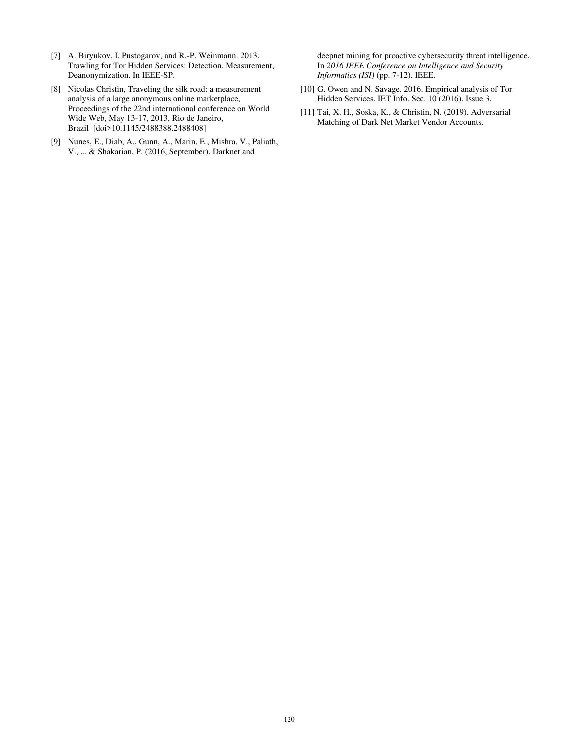[7] A. Biryukov, I. Pustogarov, and R.-P. Weinmann. 2013. Trawling for Tor Hidden Services: Detection, Measurement, Deanonymization. In IEEE-SP.

[8] Nicolas Christin, Traveling the silk road: a measurement analysis of a large anonymous online marketplace, Proceedings of the 22nd international conference on World Wide Web, May 13-17, 2013, Rio de Janeiro, Brazil [doi>10.1145/2488388.2488408]

[9] Nunes, E., Diab, A., Gunn, A., Marin, E., Mishra, V., Paliath, V., ... & Shakarian, P. (2016, September). Darknet and deepnet mining for proactive cybersecurity threat intelligence. In *2016 IEEE Conference on Intelligence and Security Informatics (ISI)* (pp. 7-12). IEEE.

[10] G. Owen and N. Savage. 2016. Empirical analysis of Tor Hidden Services. IET Info. Sec. 10 (2016). Issue 3.

[11] Tai, X. H., Soska, K., & Christin, N. (2019). Adversarial Matching of Dark Net Market Vendor Accounts.